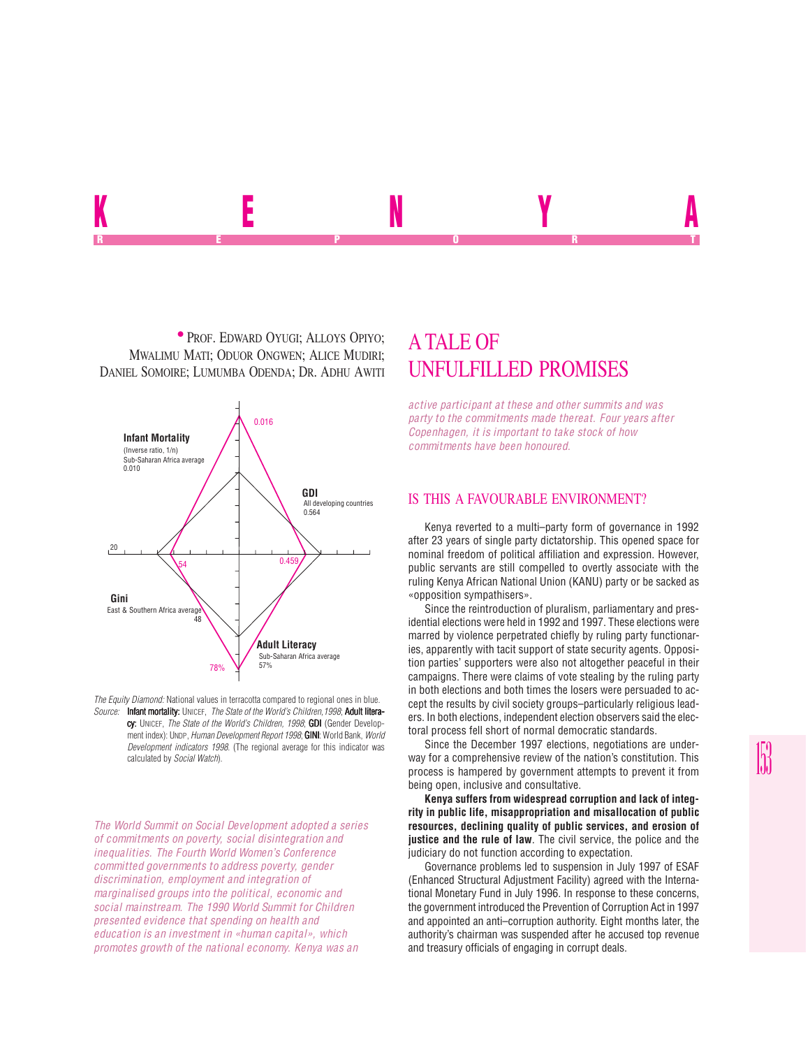# KENYA

REPORT

• PROF. EDWARD OYUGI; ALLOYS OPIYO; MWALIMU MATI; ODUOR ONGWEN; ALICE MUDIRI; DANIEL SOMOIRE; LUMUMBA ODENDA; DR. ADHU AWITI

## A TALE OF UNFULFILLED PROMISES

Infant Mortality (Inverse ratio, 1/n) Sub-Saharan Africa average 0.010 — 0.016

GDI All developing countries 0.564 — 0.459

Gini East & Southern Africa average 48 — 54

Adult Literacy Sub-Saharan Africa average 57% — 78%

*The Equity Diamond:* National values in terracotta compared to regional ones in blue.
*Source:* **Infant mortality:** UNICEF, *The State of the World's Children,1998*; **Adult literacy:** UNICEF, *The State of the World's Children, 1998*; **GDI** (Gender Development index): UNDP, *Human Development Report 1998*; **GINI**: World Bank, *World Development indicators 1998*. (The regional average for this indicator was calculated by *Social Watch*).

*The World Summit on Social Development adopted a series of commitments on poverty, social disintegration and inequalities. The Fourth World Women's Conference committed governments to address poverty, gender discrimination, employment and integration of marginalised groups into the political, economic and social mainstream. The 1990 World Summit for Children presented evidence that spending on health and education is an investment in «human capital», which promotes growth of the national economy. Kenya was an active participant at these and other summits and was party to the commitments made thereat. Four years after Copenhagen, it is important to take stock of how commitments have been honoured.*

### IS THIS A FAVOURABLE ENVIRONMENT?

Kenya reverted to a multi–party form of governance in 1992 after 23 years of single party dictatorship. This opened space for nominal freedom of political affiliation and expression. However, public servants are still compelled to overtly associate with the ruling Kenya African National Union (KANU) party or be sacked as «opposition sympathisers».

Since the reintroduction of pluralism, parliamentary and presidential elections were held in 1992 and 1997. These elections were marred by violence perpetrated chiefly by ruling party functionaries, apparently with tacit support of state security agents. Opposition parties' supporters were also not altogether peaceful in their campaigns. There were claims of vote stealing by the ruling party in both elections and both times the losers were persuaded to accept the results by civil society groups–particularly religious leaders. In both elections, independent election observers said the electoral process fell short of normal democratic standards.

Since the December 1997 elections, negotiations are underway for a comprehensive review of the nation's constitution. This process is hampered by government attempts to prevent it from being open, inclusive and consultative.

**Kenya suffers from widespread corruption and lack of integrity in public life, misappropriation and misallocation of public resources, declining quality of public services, and erosion of justice and the rule of law**. The civil service, the police and the judiciary do not function according to expectation.

Governance problems led to suspension in July 1997 of ESAF (Enhanced Structural Adjustment Facility) agreed with the International Monetary Fund in July 1996. In response to these concerns, the government introduced the Prevention of Corruption Act in 1997 and appointed an anti–corruption authority. Eight months later, the authority's chairman was suspended after he accused top revenue and treasury officials of engaging in corrupt deals.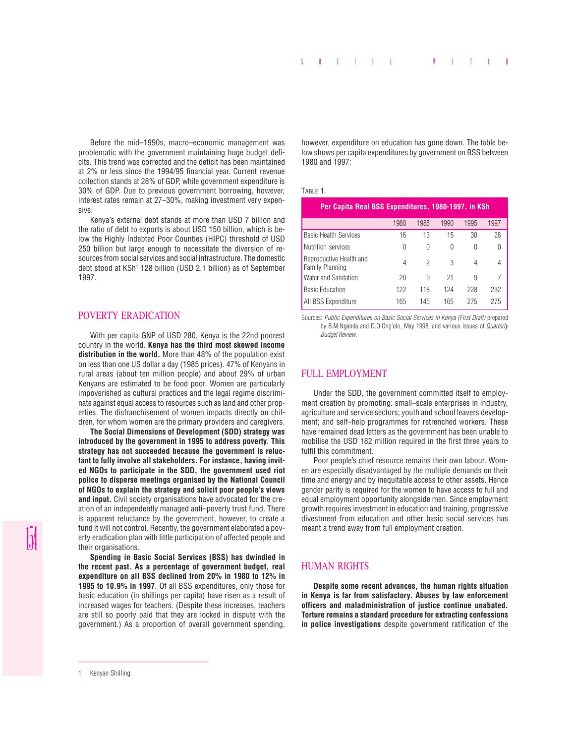Before the mid–1990s, macro–economic management was problematic with the government maintaining huge budget deficits. This trend was corrected and the deficit has been maintained at 2% or less since the 1994/95 financial year. Current revenue collection stands at 28% of GDP, while government expenditure is 30% of GDP. Due to previous government borrowing, however, interest rates remain at 27–30%, making investment very expensive.

Kenya's external debt stands at more than USD 7 billion and the ratio of debt to exports is about USD 150 billion, which is below the Highly Indebted Poor Counties (HIPC) threshold of USD 250 billion but large enough to necessitate the diversion of resources from social services and social infrastructure. The domestic debt stood at KSh[1] 128 billion (USD 2.1 billion) as of September 1997.

## POVERTY ERADICATION

With per capita GNP of USD 280, Kenya is the 22nd poorest country in the world. **Kenya has the third most skewed income distribution in the world.** More than 48% of the population exist on less than one US dollar a day (1985 prices). 47% of Kenyans in rural areas (about ten million people) and about 29% of urban Kenyans are estimated to be food poor. Women are particularly impoverished as cultural practices and the legal regime discriminate against equal access to resources such as land and other properties. The disfranchisement of women impacts directly on children, for whom women are the primary providers and caregivers.

**The Social Dimensions of Development (SDD) strategy was introduced by the government in 1995 to address poverty**. **This strategy has not succeeded because the government is reluctant to fully involve all stakeholders. For instance, having invited NGOs to participate in the SDD, the government used riot police to disperse meetings organised by the National Council of NGOs to explain the strategy and solicit poor people's views and input.** Civil society organisations have advocated for the creation of an independently managed anti–poverty trust fund. There is apparent reluctance by the government, however, to create a fund it will not control. Recently, the government elaborated a poverty eradication plan with little participation of affected people and their organisations.

**Spending in Basic Social Services (BSS) has dwindled in the recent past. As a percentage of government budget, real expenditure on all BSS declined from 20% in 1980 to 12% in 1995 to 10.9% in 1997**. Of all BSS expenditures, only those for basic education (in shillings per capita) have risen as a result of increased wages for teachers. (Despite these increases, teachers are still so poorly paid that they are locked in dispute with the government.) As a proportion of overall government spending, however, expenditure on education has gone down. The table below shows per capita expenditures by government on BSS between 1980 and 1997:

TABLE 1.

**Per Capita Real BSS Expenditures, 1980-1997, in KSh**

| | 1980 | 1985 | 1990 | 1995 | 1997 |
|---|---|---|---|---|---|
| Basic Health Services | 16 | 13 | 15 | 30 | 28 |
| Nutrition services | 0 | 0 | 0 | 0 | 0 |
| Reproductive Health and Family Planning | 4 | 2 | 3 | 4 | 4 |
| Water and Sanitation | 20 | 9 | 21 | 9 | 7 |
| Basic Education | 122 | 118 | 124 | 228 | 232 |
| All BSS Expenditure | 165 | 145 | 165 | 275 | 275 |

Sources: *Public Expenditures on Basic Social Services in Kenya (First Draft)* prepared by B.M.Nganda and D.O.Ong'olo, May 1998, and various issues of *Quarterly Budget Review*.

## FULL EMPLOYMENT

Under the SDD, the government committed itself to employment creation by promoting: small–scale enterprises in industry, agriculture and service sectors; youth and school leavers development; and self–help programmes for retrenched workers. These have remained dead letters as the government has been unable to mobilise the USD 182 million required in the first three years to fulfil this commitment.

Poor people's chief resource remains their own labour. Women are especially disadvantaged by the multiple demands on their time and energy and by inequitable access to other assets. Hence gender parity is required for the women to have access to full and equal employment opportunity alongside men. Since employment growth requires investment in education and training, progressive divestment from education and other basic social services has meant a trend away from full employment creation.

## HUMAN RIGHTS

**Despite some recent advances, the human rights situation in Kenya is far from satisfactory. Abuses by law enforcement officers and maladministration of justice continue unabated. Torture remains a standard procedure for extracting confessions in police investigations** despite government ratification of the

---

1 Kenyan Shilling.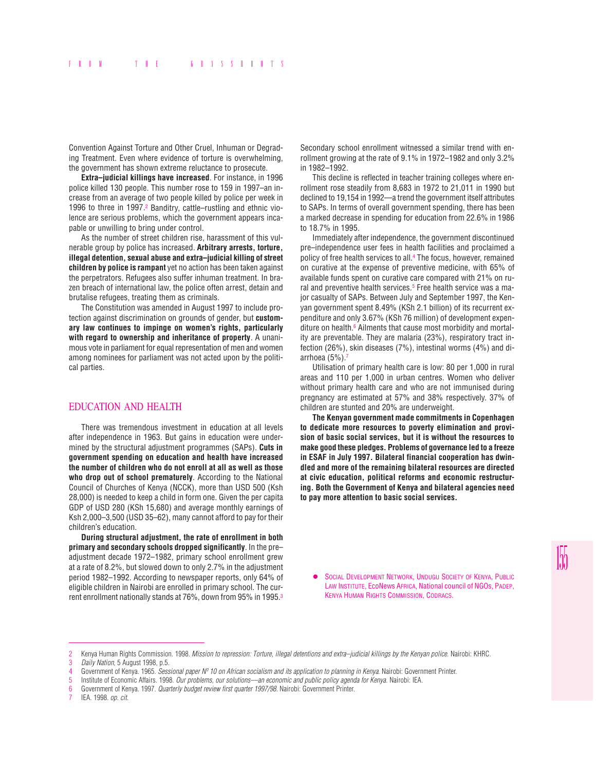Convention Against Torture and Other Cruel, Inhuman or Degrading Treatment. Even where evidence of torture is overwhelming, the government has shown extreme reluctance to prosecute.

**Extra–judicial killings have increased**. For instance, in 1996 police killed 130 people. This number rose to 159 in 1997–an increase from an average of two people killed by police per week in 1996 to three in 1997.[2] Banditry, cattle–rustling and ethnic violence are serious problems, which the government appears incapable or unwilling to bring under control.

As the number of street children rise, harassment of this vulnerable group by police has increased. **Arbitrary arrests, torture, illegal detention, sexual abuse and extra–judicial killing of street children by police is rampant** yet no action has been taken against the perpetrators. Refugees also suffer inhuman treatment. In brazen breach of international law, the police often arrest, detain and brutalise refugees, treating them as criminals.

The Constitution was amended in August 1997 to include protection against discrimination on grounds of gender, but **customary law continues to impinge on women's rights, particularly with regard to ownership and inheritance of property**. A unanimous vote in parliament for equal representation of men and women among nominees for parliament was not acted upon by the political parties.

## EDUCATION AND HEALTH

There was tremendous investment in education at all levels after independence in 1963. But gains in education were undermined by the structural adjustment programmes (SAPs). **Cuts in government spending on education and health have increased the number of children who do not enroll at all as well as those who drop out of school prematurely**. According to the National Council of Churches of Kenya (NCCK), more than USD 500 (Ksh 28,000) is needed to keep a child in form one. Given the per capita GDP of USD 280 (KSh 15,680) and average monthly earnings of Ksh 2,000–3,500 (USD 35–62), many cannot afford to pay for their children's education.

**During structural adjustment, the rate of enrollment in both primary and secondary schools dropped significantly**. In the pre–adjustment decade 1972–1982, primary school enrollment grew at a rate of 8.2%, but slowed down to only 2.7% in the adjustment period 1982–1992. According to newspaper reports, only 64% of eligible children in Nairobi are enrolled in primary school. The current enrollment nationally stands at 76%, down from 95% in 1995.[3]

Secondary school enrollment witnessed a similar trend with enrollment growing at the rate of 9.1% in 1972–1982 and only 3.2% in 1982–1992.

This decline is reflected in teacher training colleges where enrollment rose steadily from 8,683 in 1972 to 21,011 in 1990 but declined to 19,154 in 1992—a trend the government itself attributes to SAPs. In terms of overall government spending, there has been a marked decrease in spending for education from 22.6% in 1986 to 18.7% in 1995.

Immediately after independence, the government discontinued pre–independence user fees in health facilities and proclaimed a policy of free health services to all.[4] The focus, however, remained on curative at the expense of preventive medicine, with 65% of available funds spent on curative care compared with 21% on rural and preventive health services.[5] Free health service was a major casualty of SAPs. Between July and September 1997, the Kenyan government spent 8.49% (KSh 2.1 billion) of its recurrent expenditure and only 3.67% (KSh 76 million) of development expenditure on health.[6] Ailments that cause most morbidity and mortality are preventable. They are malaria (23%), respiratory tract infection (26%), skin diseases (7%), intestinal worms (4%) and diarrhoea (5%).[7]

Utilisation of primary health care is low: 80 per 1,000 in rural areas and 110 per 1,000 in urban centres. Women who deliver without primary health care and who are not immunised during pregnancy are estimated at 57% and 38% respectively. 37% of children are stunted and 20% are underweight.

**The Kenyan government made commitments in Copenhagen to dedicate more resources to poverty elimination and provision of basic social services, but it is without the resources to make good these pledges. Problems of governance led to a freeze in ESAF in July 1997. Bilateral financial cooperation has dwindled and more of the remaining bilateral resources are directed at civic education, political reforms and economic restructuring. Both the Government of Kenya and bilateral agencies need to pay more attention to basic social services.**

- Social Development Network, Undugu Society of Kenya, Public Law Institute, EcoNews Africa, National council of NGOs, PADEP, Kenya Human Rights Commission, CODRACS.

---

2 Kenya Human Rights Commission. 1998. *Mission to repression: Torture, illegal detentions and extra–judicial killings by the Kenyan police.* Nairobi: KHRC.

3 *Daily Nation*, 5 August 1998, p.5.

4 Government of Kenya. 1965. *Sessional paper Nº 10 on African socialism and its application to planning in Kenya.* Nairobi: Government Printer.

5 Institute of Economic Affairs. 1998. *Our problems, our solutions—an economic and public policy agenda for Kenya.* Nairobi: IEA.

6 Government of Kenya. 1997. *Quarterly budget review first quarter 1997/98.* Nairobi: Government Printer.

7 IEA. 1998. *op. cit.*